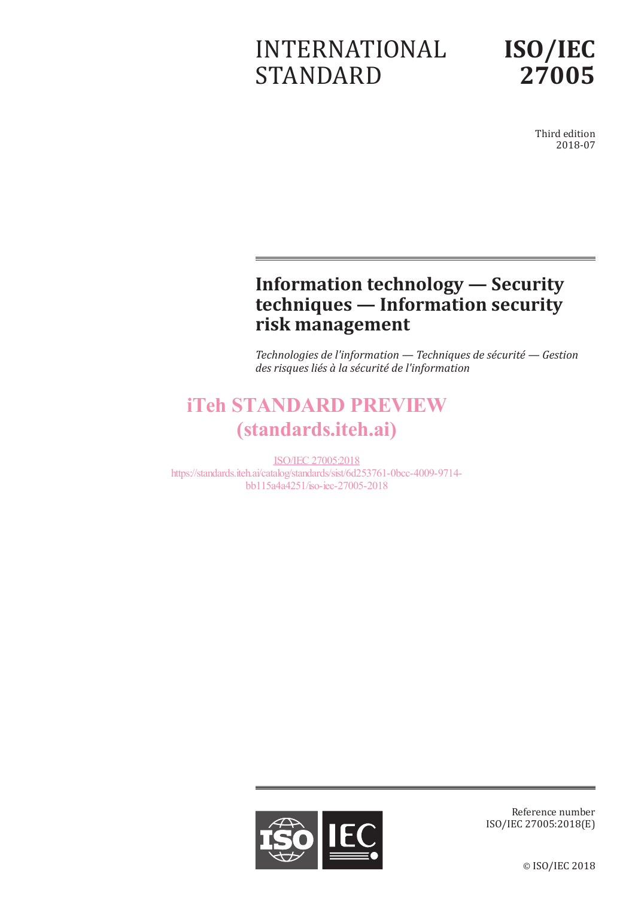INTERNATIONAL STANDARD

# ISO/IEC 27005

Third edition
2018-07

# Information technology — Security techniques — Information security risk management

*Technologies de l'information — Techniques de sécurité — Gestion des risques liés à la sécurité de l'information*

iTeh STANDARD PREVIEW
(standards.iteh.ai)

ISO/IEC 27005:2018
https://standards.iteh.ai/catalog/standards/sist/6d253761-0bcc-4009-9714-bb115a4a4251/iso-iec-27005-2018

Reference number
ISO/IEC 27005:2018(E)

© ISO/IEC 2018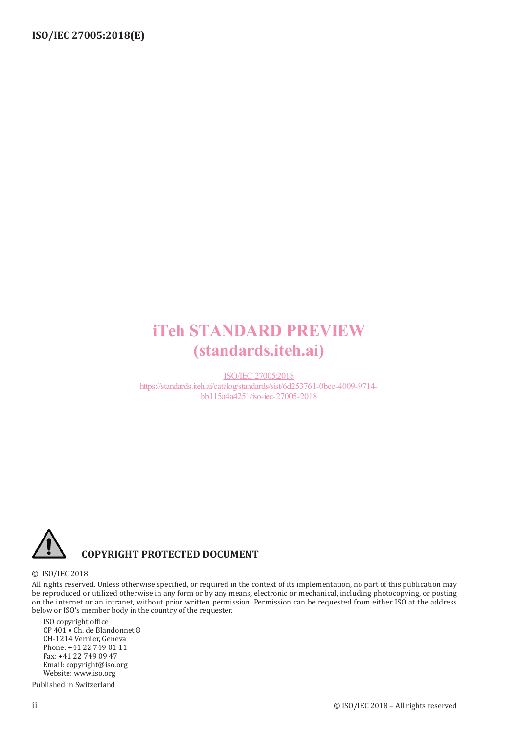iTeh STANDARD PREVIEW
(standards.iteh.ai)

ISO/IEC 27005:2018
https://standards.iteh.ai/catalog/standards/sist/6d253761-0bcc-4009-9714-bb115a4a4251/iso-iec-27005-2018

**COPYRIGHT PROTECTED DOCUMENT**

© ISO/IEC 2018

All rights reserved. Unless otherwise specified, or required in the context of its implementation, no part of this publication may be reproduced or utilized otherwise in any form or by any means, electronic or mechanical, including photocopying, or posting on the internet or an intranet, without prior written permission. Permission can be requested from either ISO at the address below or ISO's member body in the country of the requester.

ISO copyright office
CP 401 • Ch. de Blandonnet 8
CH-1214 Vernier, Geneva
Phone: +41 22 749 01 11
Fax: +41 22 749 09 47
Email: copyright@iso.org
Website: www.iso.org

Published in Switzerland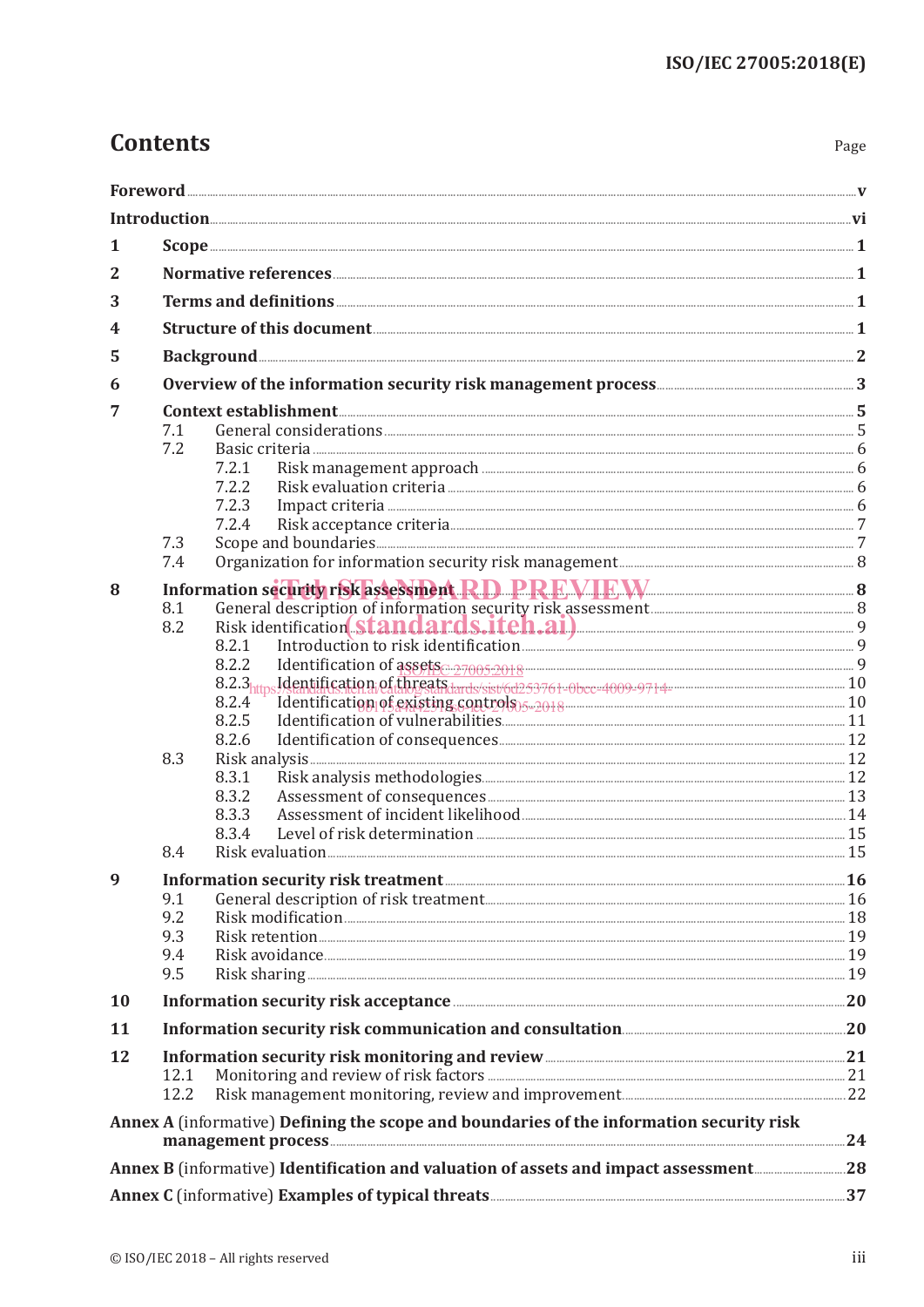# Contents

Page

- **Foreword** ... v
- **Introduction** ... vi
- **1 Scope** ... 1
- **2 Normative references** ... 1
- **3 Terms and definitions** ... 1
- **4 Structure of this document** ... 1
- **5 Background** ... 2
- **6 Overview of the information security risk management process** ... 3
- **7 Context establishment** ... 5
  - 7.1 General considerations ... 5
  - 7.2 Basic criteria ... 6
    - 7.2.1 Risk management approach ... 6
    - 7.2.2 Risk evaluation criteria ... 6
    - 7.2.3 Impact criteria ... 6
    - 7.2.4 Risk acceptance criteria ... 7
  - 7.3 Scope and boundaries ... 7
  - 7.4 Organization for information security risk management ... 8
- **8 Information security risk assessment** ... 8
  - 8.1 General description of information security risk assessment ... 8
  - 8.2 Risk identification ... 9
    - 8.2.1 Introduction to risk identification ... 9
    - 8.2.2 Identification of assets ... 9
    - 8.2.3 Identification of threats ... 10
    - 8.2.4 Identification of existing controls ... 10
    - 8.2.5 Identification of vulnerabilities ... 11
    - 8.2.6 Identification of consequences ... 12
  - 8.3 Risk analysis ... 12
    - 8.3.1 Risk analysis methodologies ... 12
    - 8.3.2 Assessment of consequences ... 13
    - 8.3.3 Assessment of incident likelihood ... 14
    - 8.3.4 Level of risk determination ... 15
  - 8.4 Risk evaluation ... 15
- **9 Information security risk treatment** ... 16
  - 9.1 General description of risk treatment ... 16
  - 9.2 Risk modification ... 18
  - 9.3 Risk retention ... 19
  - 9.4 Risk avoidance ... 19
  - 9.5 Risk sharing ... 19
- **10 Information security risk acceptance** ... 20
- **11 Information security risk communication and consultation** ... 20
- **12 Information security risk monitoring and review** ... 21
  - 12.1 Monitoring and review of risk factors ... 21
  - 12.2 Risk management monitoring, review and improvement ... 22
- **Annex A** (informative) **Defining the scope and boundaries of the information security risk management process** ... 24
- **Annex B** (informative) **Identification and valuation of assets and impact assessment** ... 28
- **Annex C** (informative) **Examples of typical threats** ... 37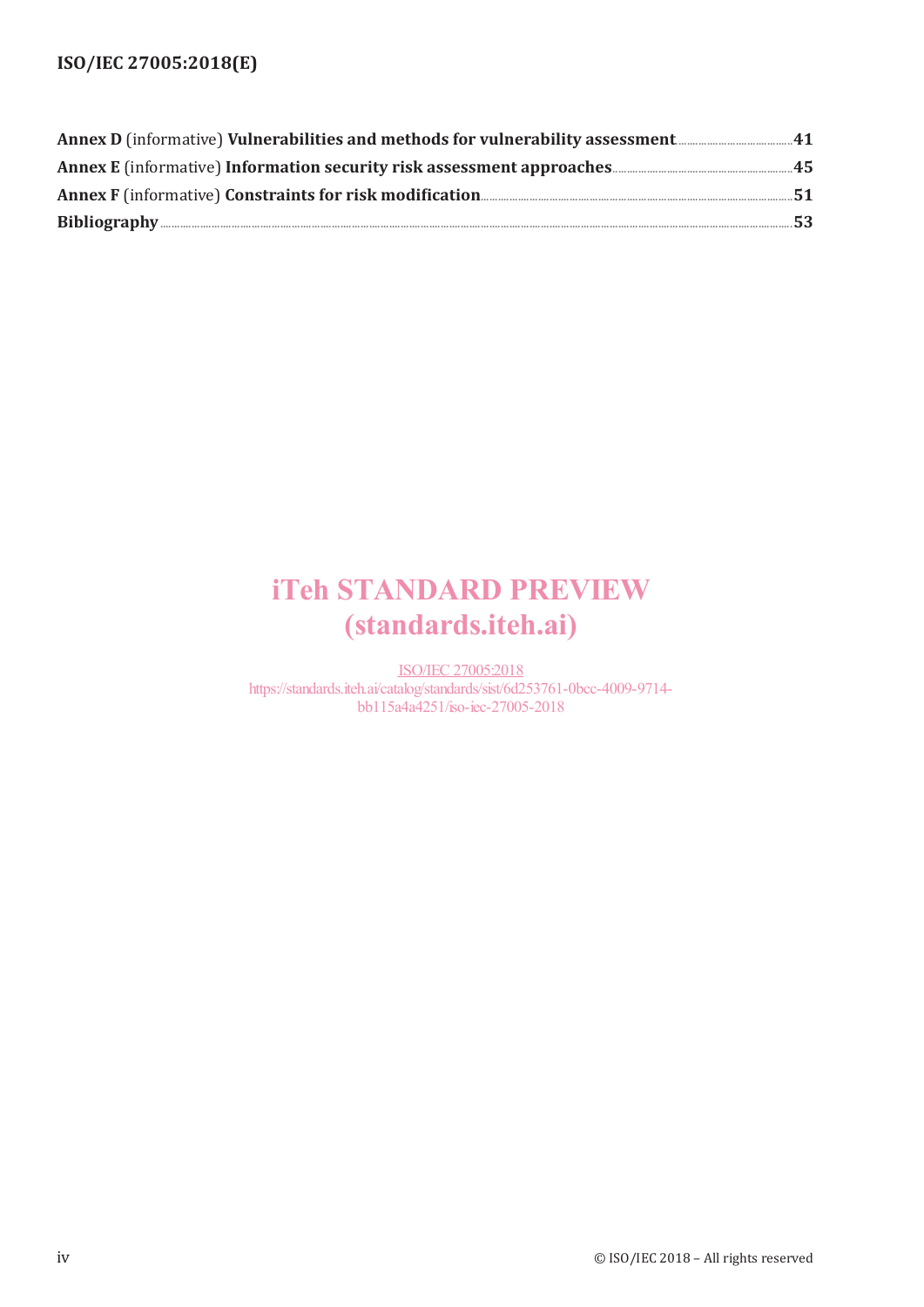**Annex D** (informative) **Vulnerabilities and methods for vulnerability assessment** ........ **41**

**Annex E** (informative) **Information security risk assessment approaches** ........ **45**

**Annex F** (informative) **Constraints for risk modification** ........ **51**

**Bibliography** ........ **53**

iTeh STANDARD PREVIEW
(standards.iteh.ai)

ISO/IEC 27005:2018
https://standards.iteh.ai/catalog/standards/sist/6d253761-0bcc-4009-9714-bb115a4a4251/iso-iec-27005-2018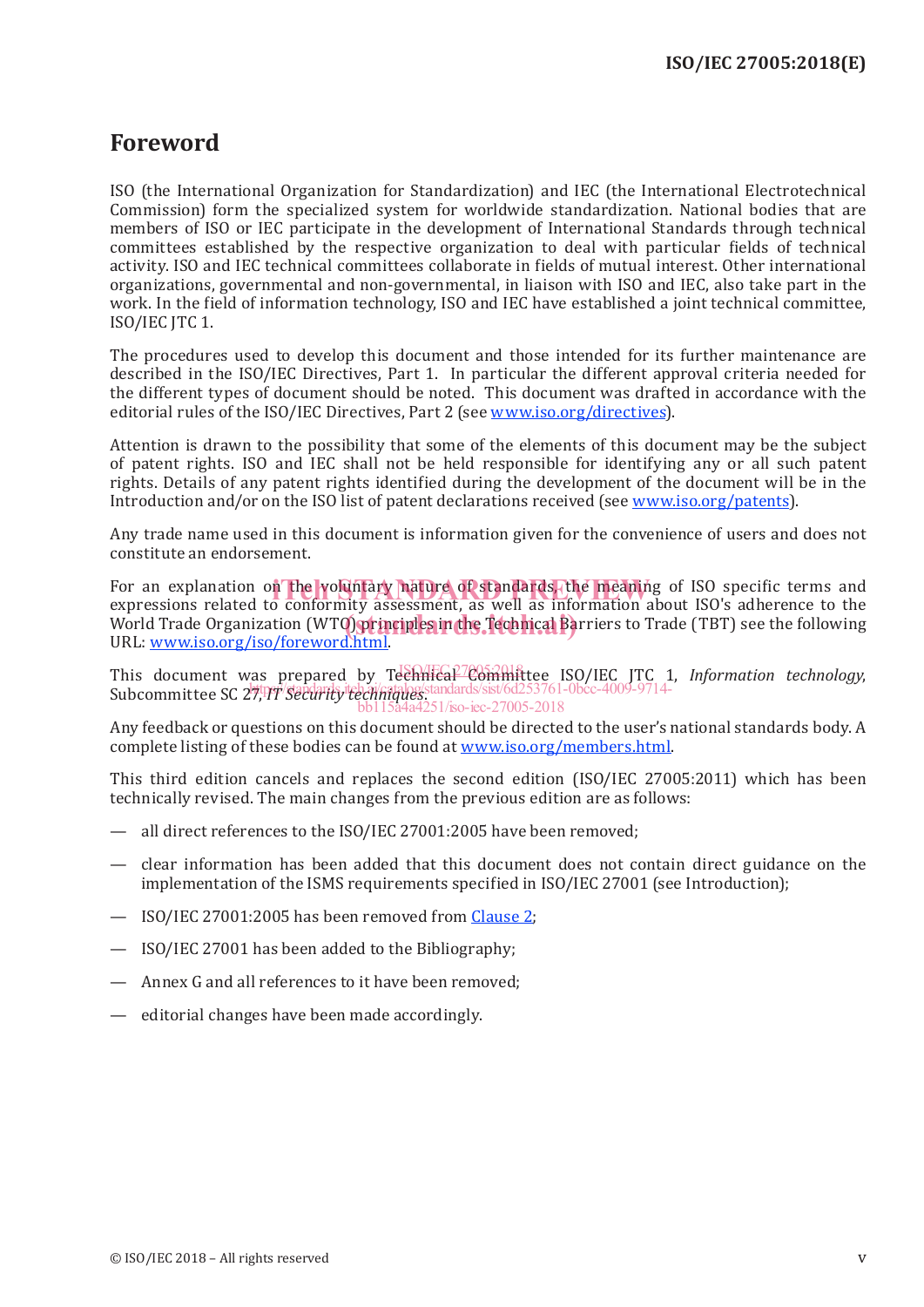# Foreword

ISO (the International Organization for Standardization) and IEC (the International Electrotechnical Commission) form the specialized system for worldwide standardization. National bodies that are members of ISO or IEC participate in the development of International Standards through technical committees established by the respective organization to deal with particular fields of technical activity. ISO and IEC technical committees collaborate in fields of mutual interest. Other international organizations, governmental and non-governmental, in liaison with ISO and IEC, also take part in the work. In the field of information technology, ISO and IEC have established a joint technical committee, ISO/IEC JTC 1.

The procedures used to develop this document and those intended for its further maintenance are described in the ISO/IEC Directives, Part 1. In particular the different approval criteria needed for the different types of document should be noted. This document was drafted in accordance with the editorial rules of the ISO/IEC Directives, Part 2 (see www.iso.org/directives).

Attention is drawn to the possibility that some of the elements of this document may be the subject of patent rights. ISO and IEC shall not be held responsible for identifying any or all such patent rights. Details of any patent rights identified during the development of the document will be in the Introduction and/or on the ISO list of patent declarations received (see www.iso.org/patents).

Any trade name used in this document is information given for the convenience of users and does not constitute an endorsement.

For an explanation on the voluntary nature of standards, the meaning of ISO specific terms and expressions related to conformity assessment, as well as information about ISO's adherence to the World Trade Organization (WTO) principles in the Technical Barriers to Trade (TBT) see the following URL: www.iso.org/iso/foreword.html.

This document was prepared by Technical Committee ISO/IEC JTC 1, *Information technology*, Subcommittee SC 27, *IT Security techniques*.

Any feedback or questions on this document should be directed to the user's national standards body. A complete listing of these bodies can be found at www.iso.org/members.html.

This third edition cancels and replaces the second edition (ISO/IEC 27005:2011) which has been technically revised. The main changes from the previous edition are as follows:

— all direct references to the ISO/IEC 27001:2005 have been removed;

— clear information has been added that this document does not contain direct guidance on the implementation of the ISMS requirements specified in ISO/IEC 27001 (see Introduction);

— ISO/IEC 27001:2005 has been removed from Clause 2;

— ISO/IEC 27001 has been added to the Bibliography;

— Annex G and all references to it have been removed;

— editorial changes have been made accordingly.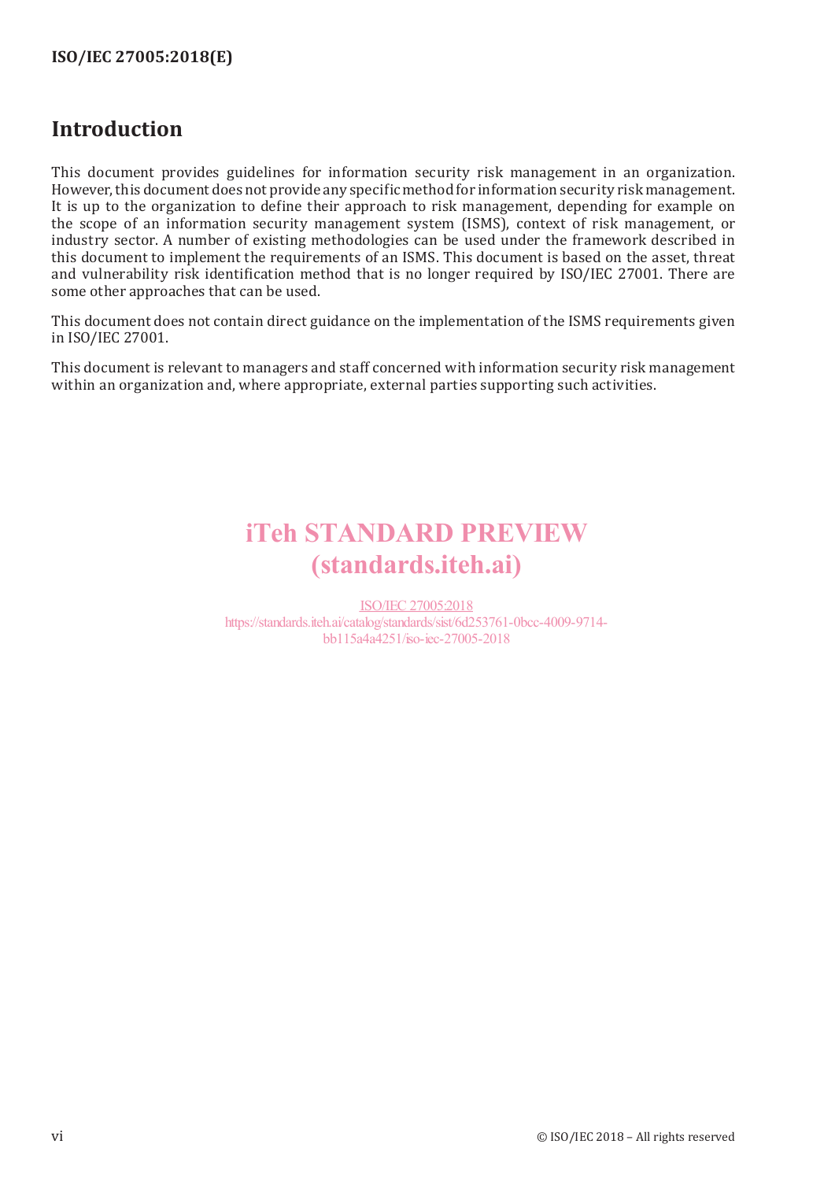# Introduction

This document provides guidelines for information security risk management in an organization. However, this document does not provide any specific method for information security risk management. It is up to the organization to define their approach to risk management, depending for example on the scope of an information security management system (ISMS), context of risk management, or industry sector. A number of existing methodologies can be used under the framework described in this document to implement the requirements of an ISMS. This document is based on the asset, threat and vulnerability risk identification method that is no longer required by ISO/IEC 27001. There are some other approaches that can be used.

This document does not contain direct guidance on the implementation of the ISMS requirements given in ISO/IEC 27001.

This document is relevant to managers and staff concerned with information security risk management within an organization and, where appropriate, external parties supporting such activities.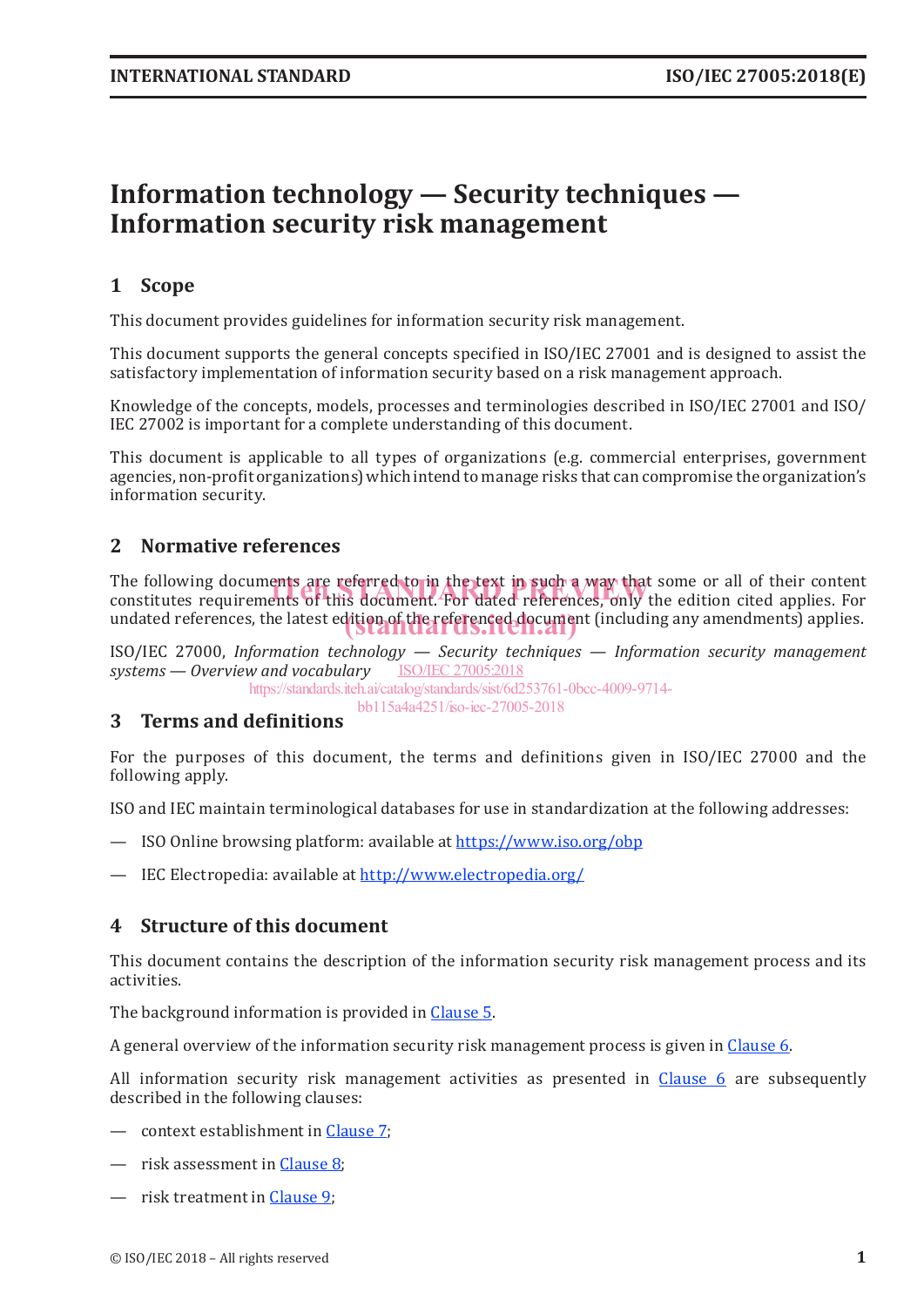# Information technology — Security techniques — Information security risk management

## 1 Scope

This document provides guidelines for information security risk management.

This document supports the general concepts specified in ISO/IEC 27001 and is designed to assist the satisfactory implementation of information security based on a risk management approach.

Knowledge of the concepts, models, processes and terminologies described in ISO/IEC 27001 and ISO/IEC 27002 is important for a complete understanding of this document.

This document is applicable to all types of organizations (e.g. commercial enterprises, government agencies, non-profit organizations) which intend to manage risks that can compromise the organization's information security.

## 2 Normative references

The following documents are referred to in the text in such a way that some or all of their content constitutes requirements of this document. For dated references, only the edition cited applies. For undated references, the latest edition of the referenced document (including any amendments) applies.

ISO/IEC 27000, *Information technology — Security techniques — Information security management systems — Overview and vocabulary*

## 3 Terms and definitions

For the purposes of this document, the terms and definitions given in ISO/IEC 27000 and the following apply.

ISO and IEC maintain terminological databases for use in standardization at the following addresses:

— ISO Online browsing platform: available at https://www.iso.org/obp

— IEC Electropedia: available at http://www.electropedia.org/

## 4 Structure of this document

This document contains the description of the information security risk management process and its activities.

The background information is provided in Clause 5.

A general overview of the information security risk management process is given in Clause 6.

All information security risk management activities as presented in Clause 6 are subsequently described in the following clauses:

— context establishment in Clause 7;

— risk assessment in Clause 8;

— risk treatment in Clause 9;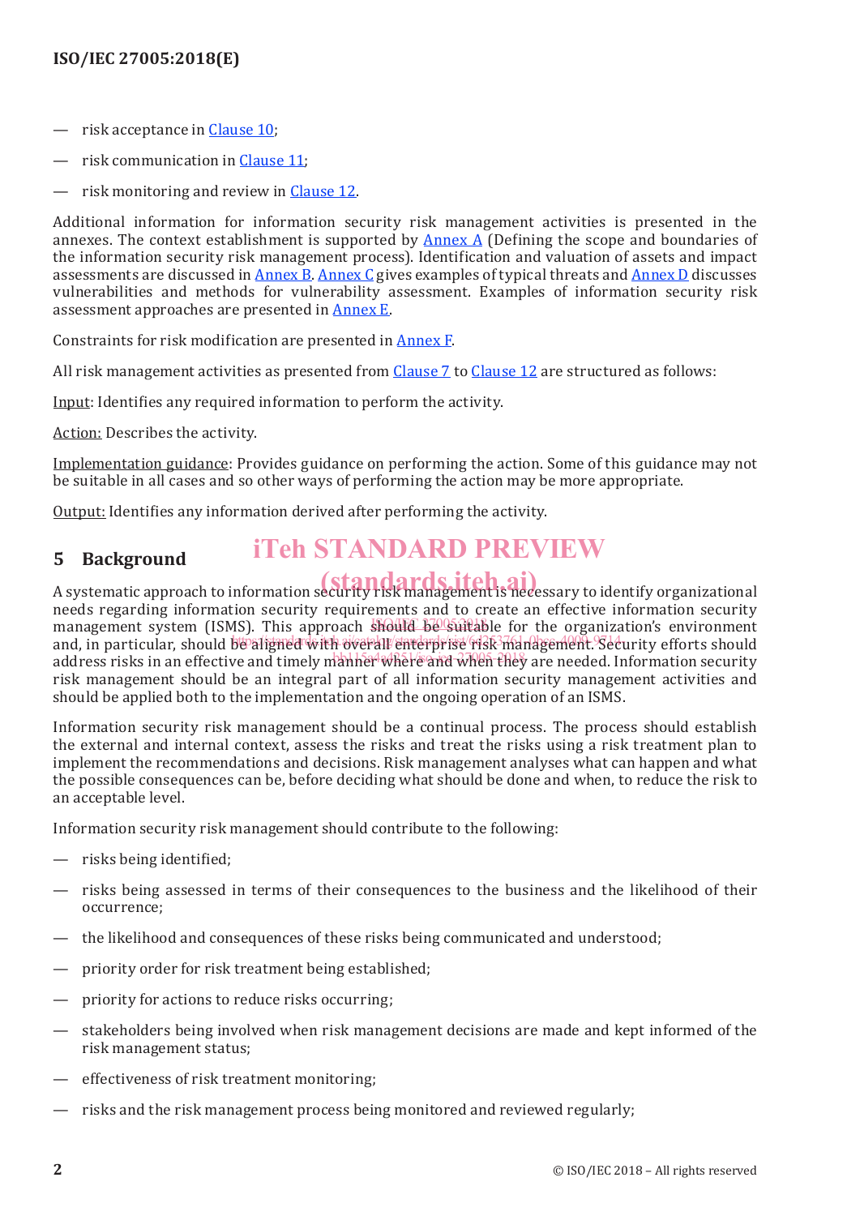— risk acceptance in Clause 10;

— risk communication in Clause 11;

— risk monitoring and review in Clause 12.

Additional information for information security risk management activities is presented in the annexes. The context establishment is supported by Annex A (Defining the scope and boundaries of the information security risk management process). Identification and valuation of assets and impact assessments are discussed in Annex B. Annex C gives examples of typical threats and Annex D discusses vulnerabilities and methods for vulnerability assessment. Examples of information security risk assessment approaches are presented in Annex E.

Constraints for risk modification are presented in Annex F.

All risk management activities as presented from Clause 7 to Clause 12 are structured as follows:

Input: Identifies any required information to perform the activity.

Action: Describes the activity.

Implementation guidance: Provides guidance on performing the action. Some of this guidance may not be suitable in all cases and so other ways of performing the action may be more appropriate.

Output: Identifies any information derived after performing the activity.

## 5 Background

A systematic approach to information security risk management is necessary to identify organizational needs regarding information security requirements and to create an effective information security management system (ISMS). This approach should be suitable for the organization's environment and, in particular, should be aligned with overall enterprise risk management. Security efforts should address risks in an effective and timely manner where and when they are needed. Information security risk management should be an integral part of all information security management activities and should be applied both to the implementation and the ongoing operation of an ISMS.

Information security risk management should be a continual process. The process should establish the external and internal context, assess the risks and treat the risks using a risk treatment plan to implement the recommendations and decisions. Risk management analyses what can happen and what the possible consequences can be, before deciding what should be done and when, to reduce the risk to an acceptable level.

Information security risk management should contribute to the following:

— risks being identified;

— risks being assessed in terms of their consequences to the business and the likelihood of their occurrence;

— the likelihood and consequences of these risks being communicated and understood;

— priority order for risk treatment being established;

— priority for actions to reduce risks occurring;

— stakeholders being involved when risk management decisions are made and kept informed of the risk management status;

— effectiveness of risk treatment monitoring;

— risks and the risk management process being monitored and reviewed regularly;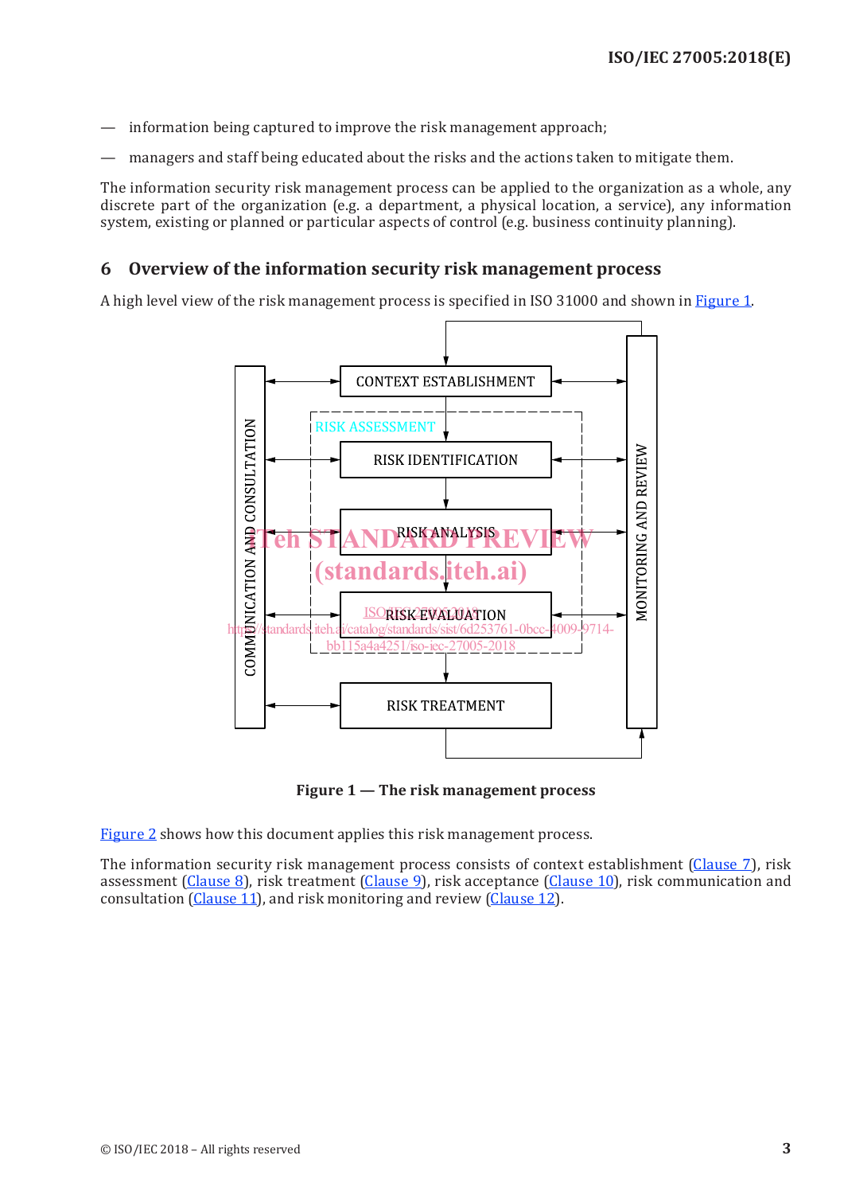— information being captured to improve the risk management approach;

— managers and staff being educated about the risks and the actions taken to mitigate them.

The information security risk management process can be applied to the organization as a whole, any discrete part of the organization (e.g. a department, a physical location, a service), any information system, existing or planned or particular aspects of control (e.g. business continuity planning).

## 6 Overview of the information security risk management process

A high level view of the risk management process is specified in ISO 31000 and shown in Figure 1.

**Figure 1 — The risk management process**

Figure 2 shows how this document applies this risk management process.

The information security risk management process consists of context establishment (Clause 7), risk assessment (Clause 8), risk treatment (Clause 9), risk acceptance (Clause 10), risk communication and consultation (Clause 11), and risk monitoring and review (Clause 12).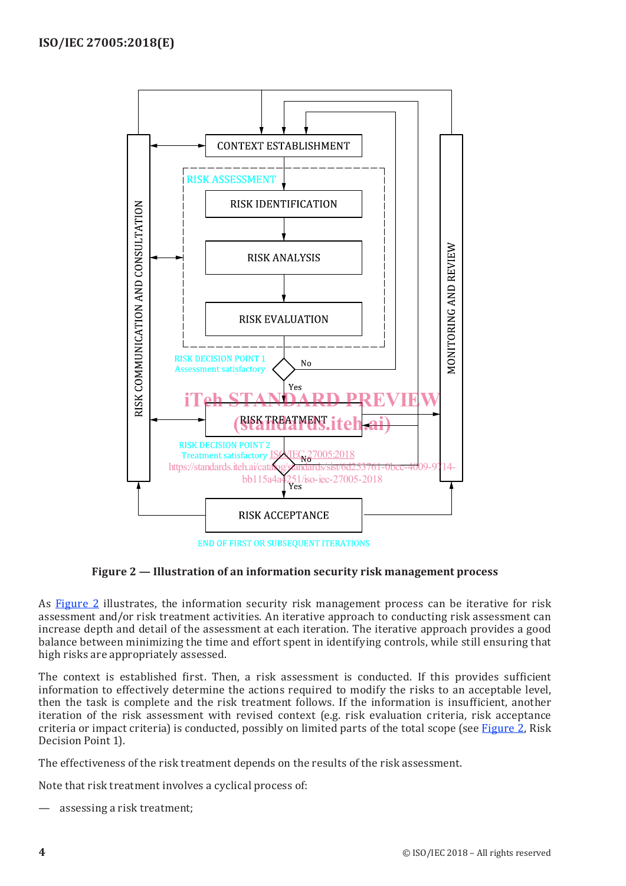CONTEXT ESTABLISHMENT

RISK ASSESSMENT

RISK IDENTIFICATION

RISK ANALYSIS

RISK EVALUATION

RISK DECISION POINT 1
Assessment satisfactory

No

Yes

RISK TREATMENT

RISK DECISION POINT 2
Treatment satisfactory

No

Yes

RISK ACCEPTANCE

END OF FIRST OR SUBSEQUENT ITERATIONS

RISK COMMUNICATION AND CONSULTATION

MONITORING AND REVIEW

**Figure 2 — Illustration of an information security risk management process**

As Figure 2 illustrates, the information security risk management process can be iterative for risk assessment and/or risk treatment activities. An iterative approach to conducting risk assessment can increase depth and detail of the assessment at each iteration. The iterative approach provides a good balance between minimizing the time and effort spent in identifying controls, while still ensuring that high risks are appropriately assessed.

The context is established first. Then, a risk assessment is conducted. If this provides sufficient information to effectively determine the actions required to modify the risks to an acceptable level, then the task is complete and the risk treatment follows. If the information is insufficient, another iteration of the risk assessment with revised context (e.g. risk evaluation criteria, risk acceptance criteria or impact criteria) is conducted, possibly on limited parts of the total scope (see Figure 2, Risk Decision Point 1).

The effectiveness of the risk treatment depends on the results of the risk assessment.

Note that risk treatment involves a cyclical process of:

— assessing a risk treatment;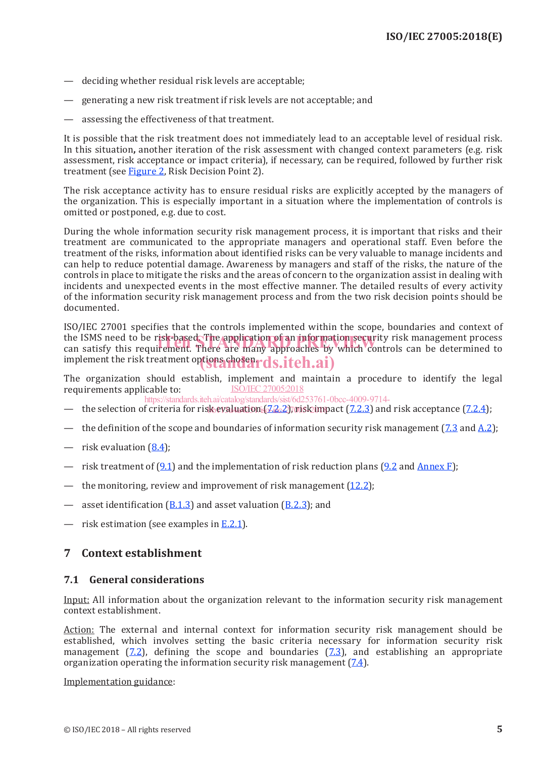— deciding whether residual risk levels are acceptable;

— generating a new risk treatment if risk levels are not acceptable; and

— assessing the effectiveness of that treatment.

It is possible that the risk treatment does not immediately lead to an acceptable level of residual risk. In this situation, another iteration of the risk assessment with changed context parameters (e.g. risk assessment, risk acceptance or impact criteria), if necessary, can be required, followed by further risk treatment (see Figure 2, Risk Decision Point 2).

The risk acceptance activity has to ensure residual risks are explicitly accepted by the managers of the organization. This is especially important in a situation where the implementation of controls is omitted or postponed, e.g. due to cost.

During the whole information security risk management process, it is important that risks and their treatment are communicated to the appropriate managers and operational staff. Even before the treatment of the risks, information about identified risks can be very valuable to manage incidents and can help to reduce potential damage. Awareness by managers and staff of the risks, the nature of the controls in place to mitigate the risks and the areas of concern to the organization assist in dealing with incidents and unexpected events in the most effective manner. The detailed results of every activity of the information security risk management process and from the two risk decision points should be documented.

ISO/IEC 27001 specifies that the controls implemented within the scope, boundaries and context of the ISMS need to be risk-based. The application of an information security risk management process can satisfy this requirement. There are many approaches by which controls can be determined to implement the risk treatment options chosen.

The organization should establish, implement and maintain a procedure to identify the legal requirements applicable to:

— the selection of criteria for risk evaluation (7.2.2), risk impact (7.2.3) and risk acceptance (7.2.4);

— the definition of the scope and boundaries of information security risk management (7.3 and A.2);

— risk evaluation (8.4);

— risk treatment of (9.1) and the implementation of risk reduction plans (9.2 and Annex F);

— the monitoring, review and improvement of risk management (12.2);

— asset identification (B.1.3) and asset valuation (B.2.3); and

— risk estimation (see examples in E.2.1).

## 7 Context establishment

### 7.1 General considerations

Input: All information about the organization relevant to the information security risk management context establishment.

Action: The external and internal context for information security risk management should be established, which involves setting the basic criteria necessary for information security risk management (7.2), defining the scope and boundaries (7.3), and establishing an appropriate organization operating the information security risk management (7.4).

Implementation guidance: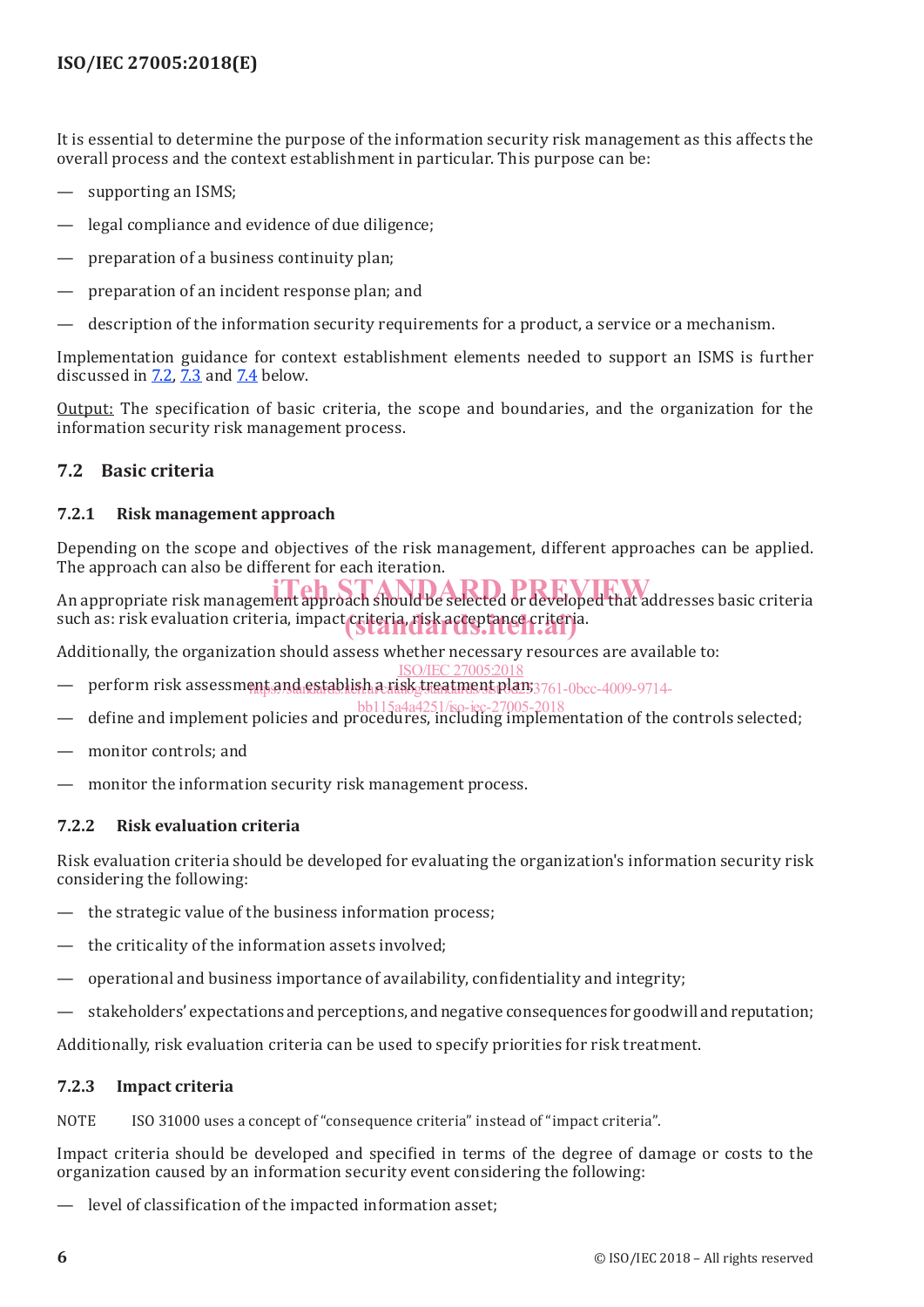It is essential to determine the purpose of the information security risk management as this affects the overall process and the context establishment in particular. This purpose can be:

- supporting an ISMS;
- legal compliance and evidence of due diligence;
- preparation of a business continuity plan;
- preparation of an incident response plan; and
- description of the information security requirements for a product, a service or a mechanism.

Implementation guidance for context establishment elements needed to support an ISMS is further discussed in 7.2, 7.3 and 7.4 below.

Output: The specification of basic criteria, the scope and boundaries, and the organization for the information security risk management process.

## 7.2 Basic criteria

### 7.2.1 Risk management approach

Depending on the scope and objectives of the risk management, different approaches can be applied. The approach can also be different for each iteration.

An appropriate risk management approach should be selected or developed that addresses basic criteria such as: risk evaluation criteria, impact criteria, risk acceptance criteria.

Additionally, the organization should assess whether necessary resources are available to:

- perform risk assessment and establish a risk treatment plan;
- define and implement policies and procedures, including implementation of the controls selected;
- monitor controls; and
- monitor the information security risk management process.

### 7.2.2 Risk evaluation criteria

Risk evaluation criteria should be developed for evaluating the organization's information security risk considering the following:

- the strategic value of the business information process;
- the criticality of the information assets involved;
- operational and business importance of availability, confidentiality and integrity;
- stakeholders' expectations and perceptions, and negative consequences for goodwill and reputation;

Additionally, risk evaluation criteria can be used to specify priorities for risk treatment.

### 7.2.3 Impact criteria

NOTE ISO 31000 uses a concept of "consequence criteria" instead of "impact criteria".

Impact criteria should be developed and specified in terms of the degree of damage or costs to the organization caused by an information security event considering the following:

- level of classification of the impacted information asset;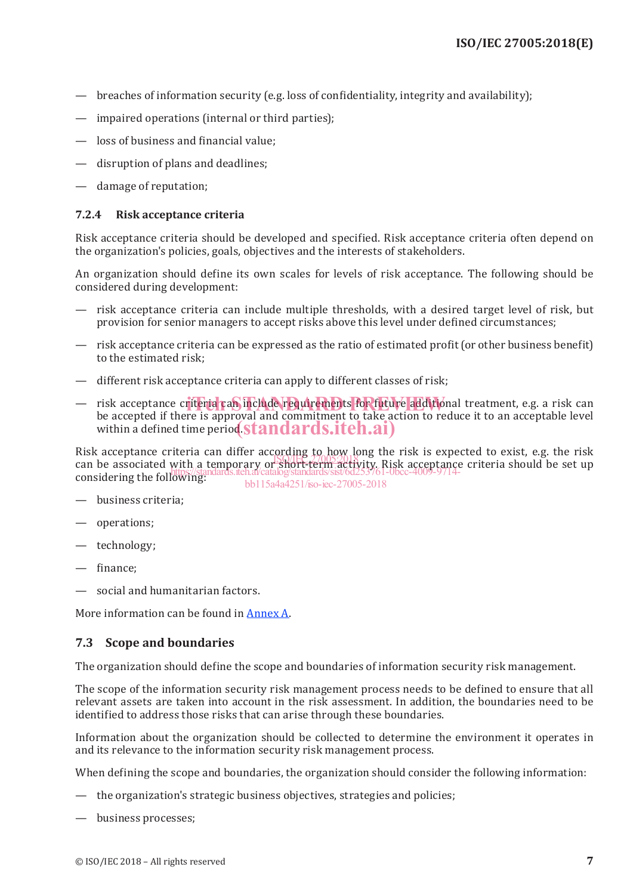— breaches of information security (e.g. loss of confidentiality, integrity and availability);

— impaired operations (internal or third parties);

— loss of business and financial value;

— disruption of plans and deadlines;

— damage of reputation;

### 7.2.4 Risk acceptance criteria

Risk acceptance criteria should be developed and specified. Risk acceptance criteria often depend on the organization's policies, goals, objectives and the interests of stakeholders.

An organization should define its own scales for levels of risk acceptance. The following should be considered during development:

— risk acceptance criteria can include multiple thresholds, with a desired target level of risk, but provision for senior managers to accept risks above this level under defined circumstances;

— risk acceptance criteria can be expressed as the ratio of estimated profit (or other business benefit) to the estimated risk;

— different risk acceptance criteria can apply to different classes of risk;

— risk acceptance criteria can include requirements for future additional treatment, e.g. a risk can be accepted if there is approval and commitment to take action to reduce it to an acceptable level within a defined time period.

Risk acceptance criteria can differ according to how long the risk is expected to exist, e.g. the risk can be associated with a temporary or short-term activity. Risk acceptance criteria should be set up considering the following:

— business criteria;

— operations;

— technology;

— finance;

— social and humanitarian factors.

More information can be found in Annex A.

## 7.3 Scope and boundaries

The organization should define the scope and boundaries of information security risk management.

The scope of the information security risk management process needs to be defined to ensure that all relevant assets are taken into account in the risk assessment. In addition, the boundaries need to be identified to address those risks that can arise through these boundaries.

Information about the organization should be collected to determine the environment it operates in and its relevance to the information security risk management process.

When defining the scope and boundaries, the organization should consider the following information:

— the organization's strategic business objectives, strategies and policies;

— business processes;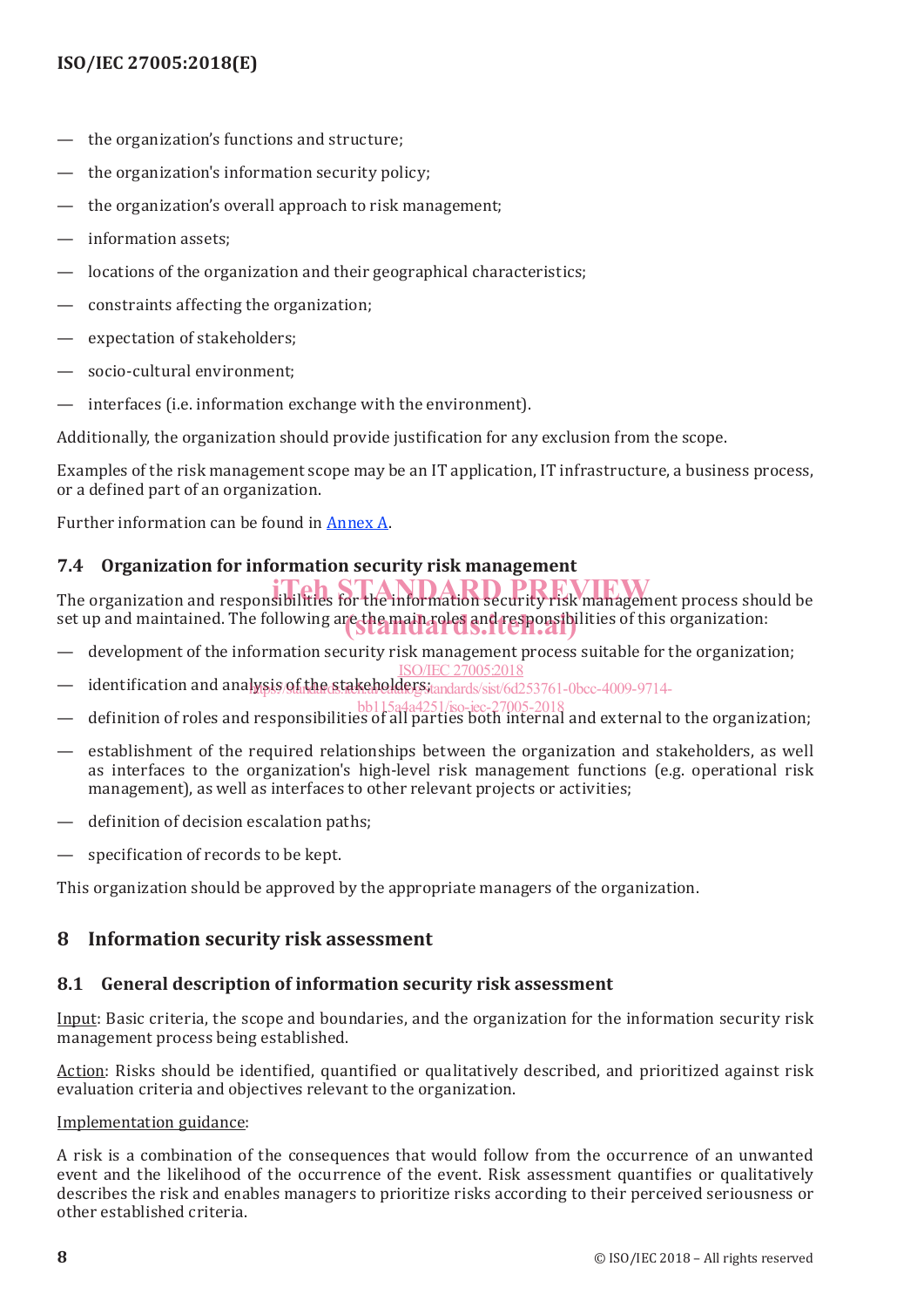— the organization's functions and structure;

— the organization's information security policy;

— the organization's overall approach to risk management;

— information assets;

— locations of the organization and their geographical characteristics;

— constraints affecting the organization;

— expectation of stakeholders;

— socio-cultural environment;

— interfaces (i.e. information exchange with the environment).

Additionally, the organization should provide justification for any exclusion from the scope.

Examples of the risk management scope may be an IT application, IT infrastructure, a business process, or a defined part of an organization.

Further information can be found in Annex A.

### 7.4 Organization for information security risk management

The organization and responsibilities for the information security risk management process should be set up and maintained. The following are the main roles and responsibilities of this organization:

— development of the information security risk management process suitable for the organization;

— identification and analysis of the stakeholders;

— definition of roles and responsibilities of all parties both internal and external to the organization;

— establishment of the required relationships between the organization and stakeholders, as well as interfaces to the organization's high-level risk management functions (e.g. operational risk management), as well as interfaces to other relevant projects or activities;

— definition of decision escalation paths;

— specification of records to be kept.

This organization should be approved by the appropriate managers of the organization.

## 8 Information security risk assessment

### 8.1 General description of information security risk assessment

Input: Basic criteria, the scope and boundaries, and the organization for the information security risk management process being established.

Action: Risks should be identified, quantified or qualitatively described, and prioritized against risk evaluation criteria and objectives relevant to the organization.

Implementation guidance:

A risk is a combination of the consequences that would follow from the occurrence of an unwanted event and the likelihood of the occurrence of the event. Risk assessment quantifies or qualitatively describes the risk and enables managers to prioritize risks according to their perceived seriousness or other established criteria.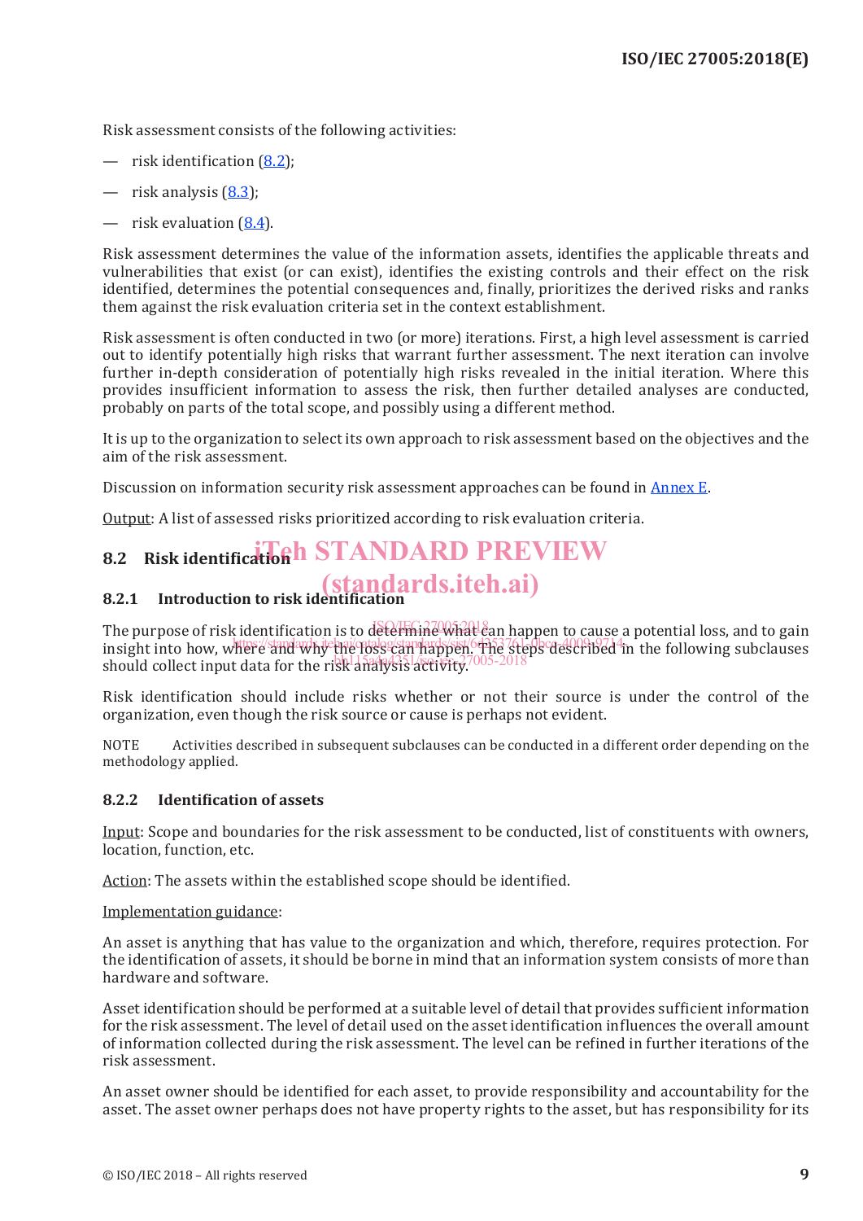Risk assessment consists of the following activities:

— risk identification (8.2);

— risk analysis (8.3);

— risk evaluation (8.4).

Risk assessment determines the value of the information assets, identifies the applicable threats and vulnerabilities that exist (or can exist), identifies the existing controls and their effect on the risk identified, determines the potential consequences and, finally, prioritizes the derived risks and ranks them against the risk evaluation criteria set in the context establishment.

Risk assessment is often conducted in two (or more) iterations. First, a high level assessment is carried out to identify potentially high risks that warrant further assessment. The next iteration can involve further in-depth consideration of potentially high risks revealed in the initial iteration. Where this provides insufficient information to assess the risk, then further detailed analyses are conducted, probably on parts of the total scope, and possibly using a different method.

It is up to the organization to select its own approach to risk assessment based on the objectives and the aim of the risk assessment.

Discussion on information security risk assessment approaches can be found in Annex E.

Output: A list of assessed risks prioritized according to risk evaluation criteria.

## 8.2 Risk identification

### 8.2.1 Introduction to risk identification

The purpose of risk identification is to determine what can happen to cause a potential loss, and to gain insight into how, where and why the loss can happen. The steps described in the following subclauses should collect input data for the risk analysis activity.

Risk identification should include risks whether or not their source is under the control of the organization, even though the risk source or cause is perhaps not evident.

NOTE Activities described in subsequent subclauses can be conducted in a different order depending on the methodology applied.

### 8.2.2 Identification of assets

Input: Scope and boundaries for the risk assessment to be conducted, list of constituents with owners, location, function, etc.

Action: The assets within the established scope should be identified.

Implementation guidance:

An asset is anything that has value to the organization and which, therefore, requires protection. For the identification of assets, it should be borne in mind that an information system consists of more than hardware and software.

Asset identification should be performed at a suitable level of detail that provides sufficient information for the risk assessment. The level of detail used on the asset identification influences the overall amount of information collected during the risk assessment. The level can be refined in further iterations of the risk assessment.

An asset owner should be identified for each asset, to provide responsibility and accountability for the asset. The asset owner perhaps does not have property rights to the asset, but has responsibility for its